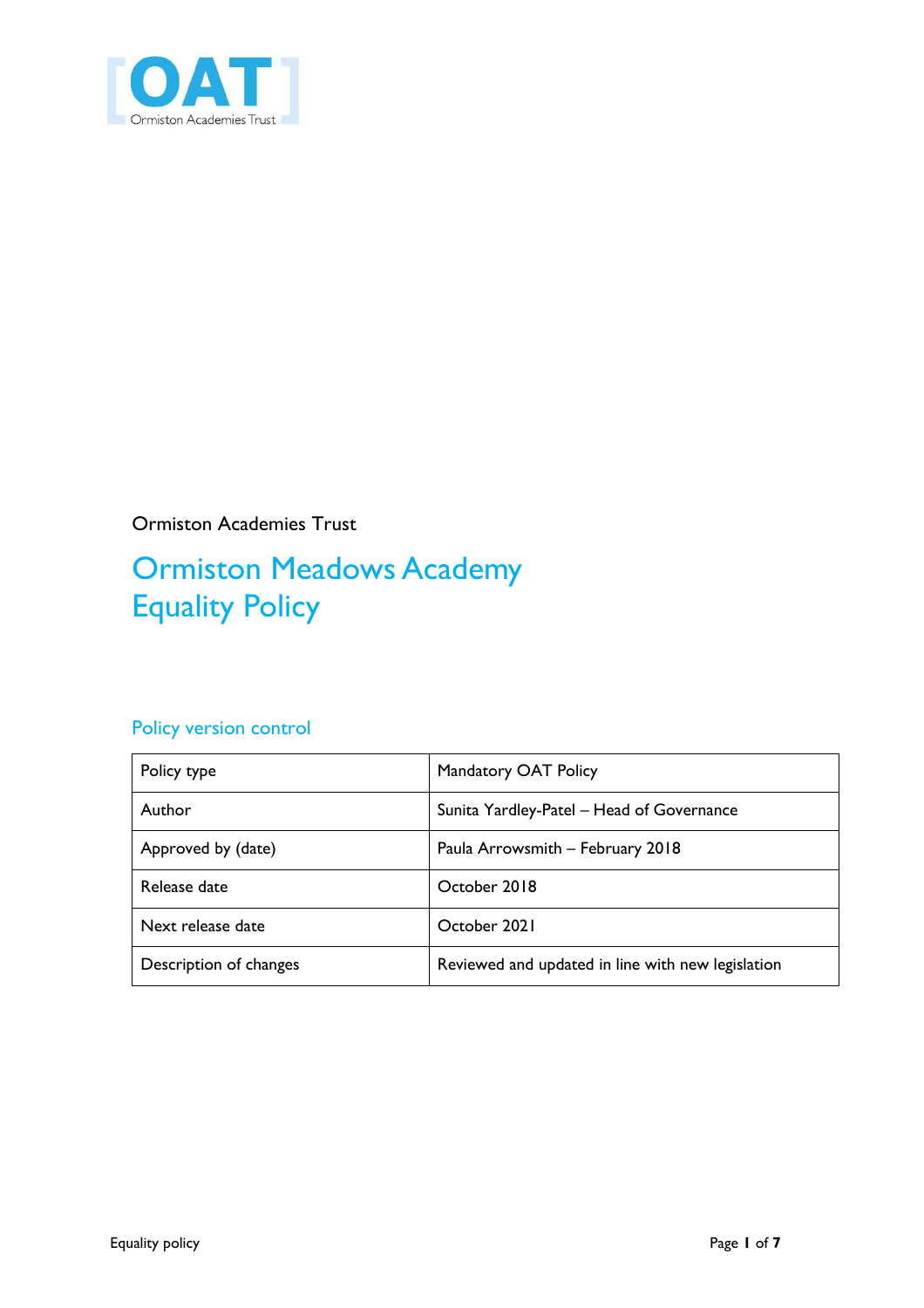Ormiston Academies Trust

# Ormiston Meadows Academy Equality Policy

## Policy version control

| Policy type | Mandatory OAT Policy |
|---|---|
| Author | Sunita Yardley-Patel – Head of Governance |
| Approved by (date) | Paula Arrowsmith – February 2018 |
| Release date | October 2018 |
| Next release date | October 2021 |
| Description of changes | Reviewed and updated in line with new legislation |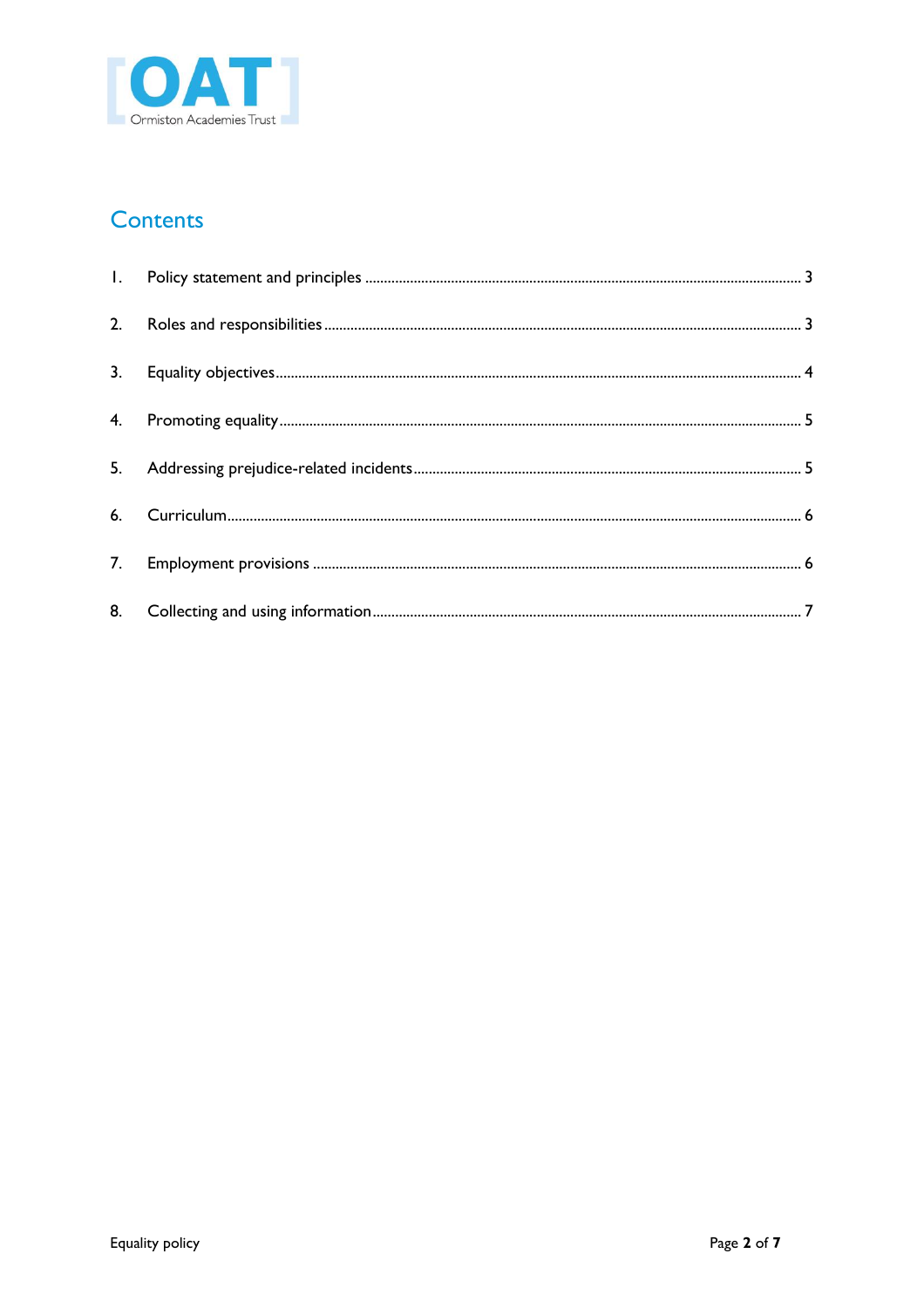## Contents

1. Policy statement and principles ........ 3
2. Roles and responsibilities ........ 3
3. Equality objectives ........ 4
4. Promoting equality ........ 5
5. Addressing prejudice-related incidents ........ 5
6. Curriculum ........ 6
7. Employment provisions ........ 6
8. Collecting and using information ........ 7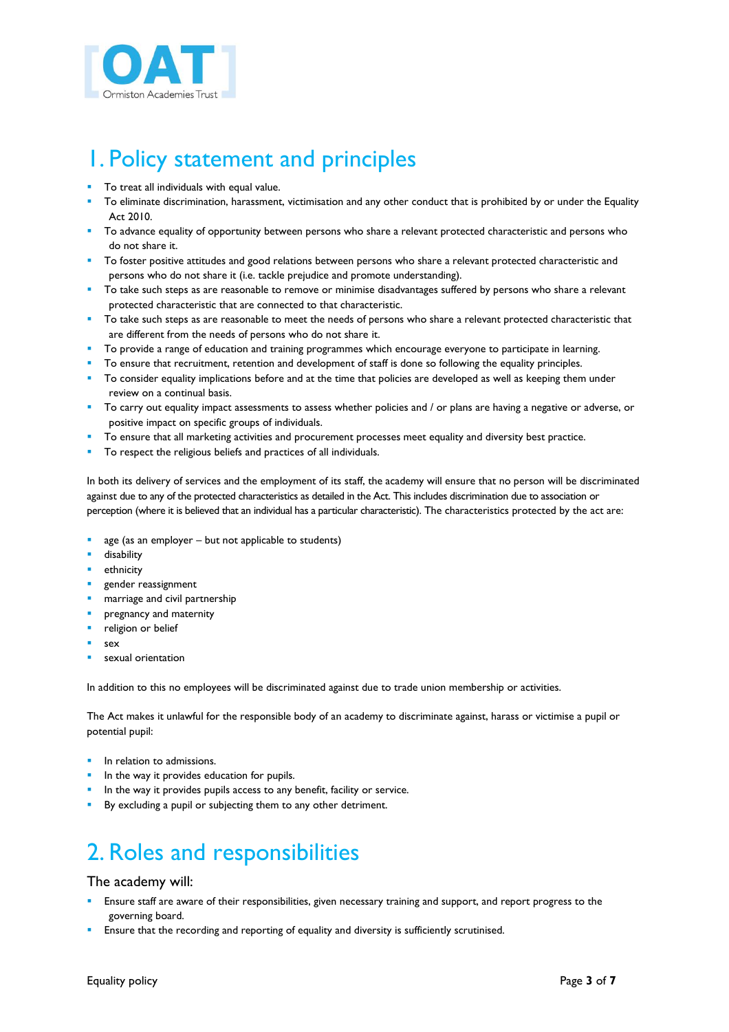# 1. Policy statement and principles

- To treat all individuals with equal value.
- To eliminate discrimination, harassment, victimisation and any other conduct that is prohibited by or under the Equality Act 2010.
- To advance equality of opportunity between persons who share a relevant protected characteristic and persons who do not share it.
- To foster positive attitudes and good relations between persons who share a relevant protected characteristic and persons who do not share it (i.e. tackle prejudice and promote understanding).
- To take such steps as are reasonable to remove or minimise disadvantages suffered by persons who share a relevant protected characteristic that are connected to that characteristic.
- To take such steps as are reasonable to meet the needs of persons who share a relevant protected characteristic that are different from the needs of persons who do not share it.
- To provide a range of education and training programmes which encourage everyone to participate in learning.
- To ensure that recruitment, retention and development of staff is done so following the equality principles.
- To consider equality implications before and at the time that policies are developed as well as keeping them under review on a continual basis.
- To carry out equality impact assessments to assess whether policies and / or plans are having a negative or adverse, or positive impact on specific groups of individuals.
- To ensure that all marketing activities and procurement processes meet equality and diversity best practice.
- To respect the religious beliefs and practices of all individuals.

In both its delivery of services and the employment of its staff, the academy will ensure that no person will be discriminated against due to any of the protected characteristics as detailed in the Act. This includes discrimination due to association or perception (where it is believed that an individual has a particular characteristic). The characteristics protected by the act are:

- age (as an employer – but not applicable to students)
- disability
- ethnicity
- gender reassignment
- marriage and civil partnership
- pregnancy and maternity
- religion or belief
- sex
- sexual orientation

In addition to this no employees will be discriminated against due to trade union membership or activities.

The Act makes it unlawful for the responsible body of an academy to discriminate against, harass or victimise a pupil or potential pupil:

- In relation to admissions.
- In the way it provides education for pupils.
- In the way it provides pupils access to any benefit, facility or service.
- By excluding a pupil or subjecting them to any other detriment.

# 2. Roles and responsibilities

## The academy will:

- Ensure staff are aware of their responsibilities, given necessary training and support, and report progress to the governing board.
- Ensure that the recording and reporting of equality and diversity is sufficiently scrutinised.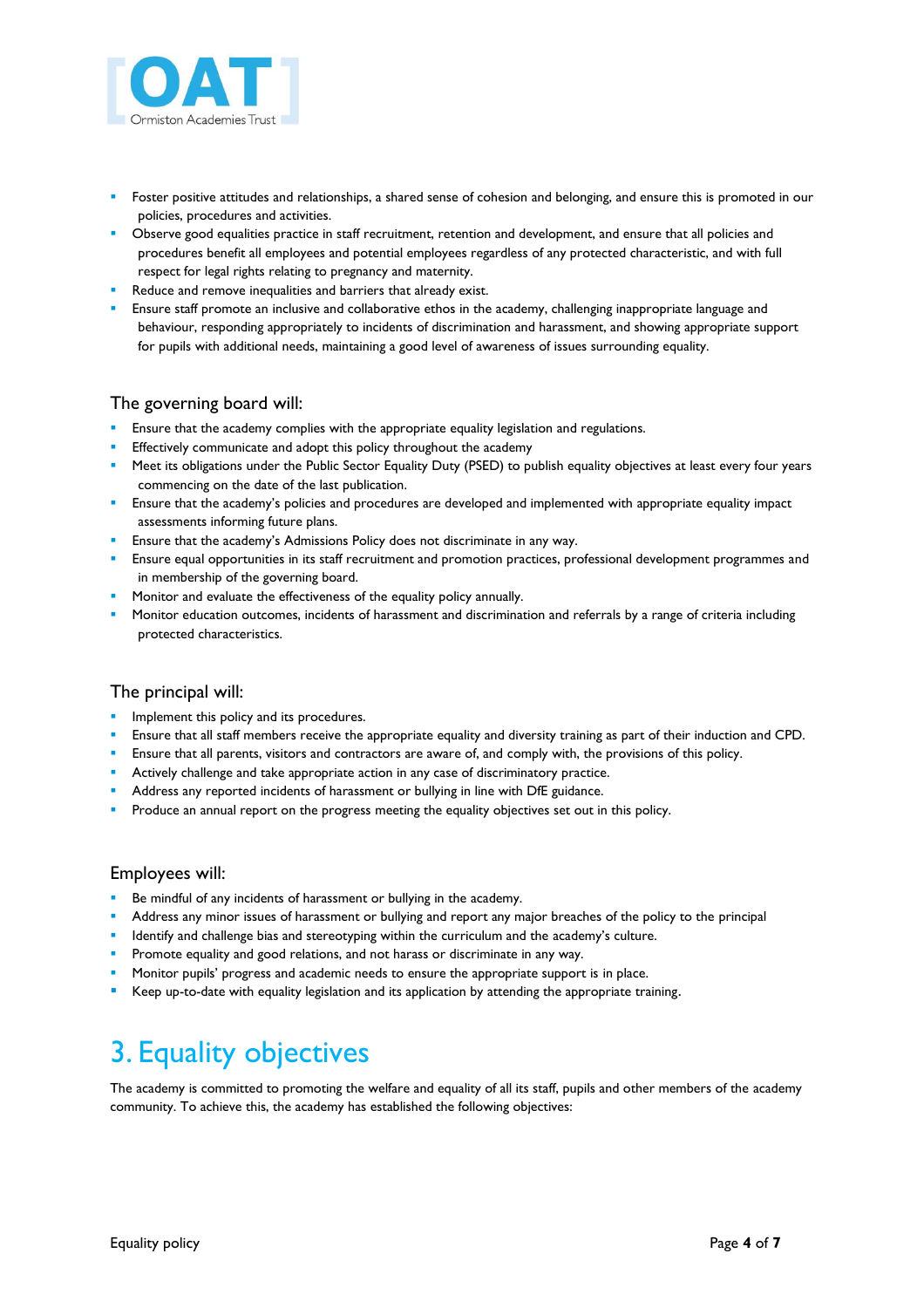- Foster positive attitudes and relationships, a shared sense of cohesion and belonging, and ensure this is promoted in our policies, procedures and activities.
- Observe good equalities practice in staff recruitment, retention and development, and ensure that all policies and procedures benefit all employees and potential employees regardless of any protected characteristic, and with full respect for legal rights relating to pregnancy and maternity.
- Reduce and remove inequalities and barriers that already exist.
- Ensure staff promote an inclusive and collaborative ethos in the academy, challenging inappropriate language and behaviour, responding appropriately to incidents of discrimination and harassment, and showing appropriate support for pupils with additional needs, maintaining a good level of awareness of issues surrounding equality.

### The governing board will:

- Ensure that the academy complies with the appropriate equality legislation and regulations.
- Effectively communicate and adopt this policy throughout the academy
- Meet its obligations under the Public Sector Equality Duty (PSED) to publish equality objectives at least every four years commencing on the date of the last publication.
- Ensure that the academy's policies and procedures are developed and implemented with appropriate equality impact assessments informing future plans.
- Ensure that the academy's Admissions Policy does not discriminate in any way.
- Ensure equal opportunities in its staff recruitment and promotion practices, professional development programmes and in membership of the governing board.
- Monitor and evaluate the effectiveness of the equality policy annually.
- Monitor education outcomes, incidents of harassment and discrimination and referrals by a range of criteria including protected characteristics.

### The principal will:

- Implement this policy and its procedures.
- Ensure that all staff members receive the appropriate equality and diversity training as part of their induction and CPD.
- Ensure that all parents, visitors and contractors are aware of, and comply with, the provisions of this policy.
- Actively challenge and take appropriate action in any case of discriminatory practice.
- Address any reported incidents of harassment or bullying in line with DfE guidance.
- Produce an annual report on the progress meeting the equality objectives set out in this policy.

### Employees will:

- Be mindful of any incidents of harassment or bullying in the academy.
- Address any minor issues of harassment or bullying and report any major breaches of the policy to the principal
- Identify and challenge bias and stereotyping within the curriculum and the academy's culture.
- Promote equality and good relations, and not harass or discriminate in any way.
- Monitor pupils' progress and academic needs to ensure the appropriate support is in place.
- Keep up-to-date with equality legislation and its application by attending the appropriate training.

## 3. Equality objectives

The academy is committed to promoting the welfare and equality of all its staff, pupils and other members of the academy community. To achieve this, the academy has established the following objectives: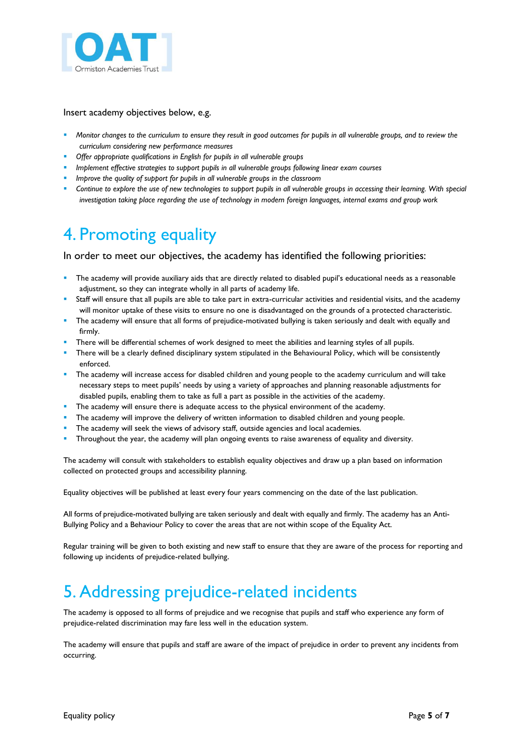Insert academy objectives below, e.g.

- *Monitor changes to the curriculum to ensure they result in good outcomes for pupils in all vulnerable groups, and to review the curriculum considering new performance measures*
- *Offer appropriate qualifications in English for pupils in all vulnerable groups*
- *Implement effective strategies to support pupils in all vulnerable groups following linear exam courses*
- *Improve the quality of support for pupils in all vulnerable groups in the classroom*
- *Continue to explore the use of new technologies to support pupils in all vulnerable groups in accessing their learning. With special investigation taking place regarding the use of technology in modern foreign languages, internal exams and group work*

# 4. Promoting equality

In order to meet our objectives, the academy has identified the following priorities:

- The academy will provide auxiliary aids that are directly related to disabled pupil's educational needs as a reasonable adjustment, so they can integrate wholly in all parts of academy life.
- Staff will ensure that all pupils are able to take part in extra-curricular activities and residential visits, and the academy will monitor uptake of these visits to ensure no one is disadvantaged on the grounds of a protected characteristic.
- The academy will ensure that all forms of prejudice-motivated bullying is taken seriously and dealt with equally and firmly.
- There will be differential schemes of work designed to meet the abilities and learning styles of all pupils.
- There will be a clearly defined disciplinary system stipulated in the Behavioural Policy, which will be consistently enforced.
- The academy will increase access for disabled children and young people to the academy curriculum and will take necessary steps to meet pupils' needs by using a variety of approaches and planning reasonable adjustments for disabled pupils, enabling them to take as full a part as possible in the activities of the academy.
- The academy will ensure there is adequate access to the physical environment of the academy.
- The academy will improve the delivery of written information to disabled children and young people.
- The academy will seek the views of advisory staff, outside agencies and local academies.
- Throughout the year, the academy will plan ongoing events to raise awareness of equality and diversity.

The academy will consult with stakeholders to establish equality objectives and draw up a plan based on information collected on protected groups and accessibility planning.

Equality objectives will be published at least every four years commencing on the date of the last publication.

All forms of prejudice-motivated bullying are taken seriously and dealt with equally and firmly. The academy has an Anti-Bullying Policy and a Behaviour Policy to cover the areas that are not within scope of the Equality Act.

Regular training will be given to both existing and new staff to ensure that they are aware of the process for reporting and following up incidents of prejudice-related bullying.

# 5. Addressing prejudice-related incidents

The academy is opposed to all forms of prejudice and we recognise that pupils and staff who experience any form of prejudice-related discrimination may fare less well in the education system.

The academy will ensure that pupils and staff are aware of the impact of prejudice in order to prevent any incidents from occurring.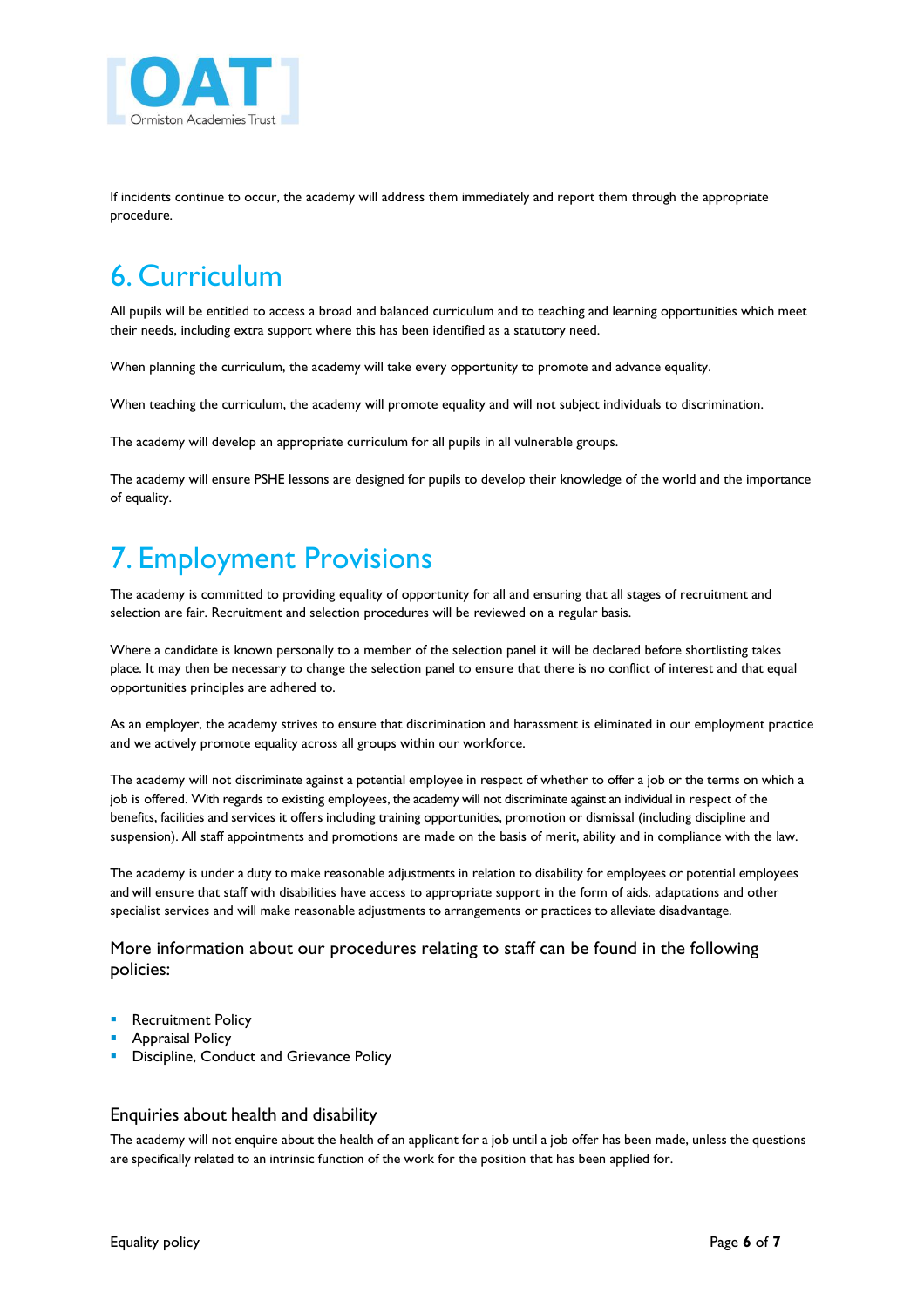If incidents continue to occur, the academy will address them immediately and report them through the appropriate procedure.

# 6. Curriculum

All pupils will be entitled to access a broad and balanced curriculum and to teaching and learning opportunities which meet their needs, including extra support where this has been identified as a statutory need.

When planning the curriculum, the academy will take every opportunity to promote and advance equality.

When teaching the curriculum, the academy will promote equality and will not subject individuals to discrimination.

The academy will develop an appropriate curriculum for all pupils in all vulnerable groups.

The academy will ensure PSHE lessons are designed for pupils to develop their knowledge of the world and the importance of equality.

# 7. Employment Provisions

The academy is committed to providing equality of opportunity for all and ensuring that all stages of recruitment and selection are fair. Recruitment and selection procedures will be reviewed on a regular basis.

Where a candidate is known personally to a member of the selection panel it will be declared before shortlisting takes place. It may then be necessary to change the selection panel to ensure that there is no conflict of interest and that equal opportunities principles are adhered to.

As an employer, the academy strives to ensure that discrimination and harassment is eliminated in our employment practice and we actively promote equality across all groups within our workforce.

The academy will not discriminate against a potential employee in respect of whether to offer a job or the terms on which a job is offered. With regards to existing employees, the academy will not discriminate against an individual in respect of the benefits, facilities and services it offers including training opportunities, promotion or dismissal (including discipline and suspension). All staff appointments and promotions are made on the basis of merit, ability and in compliance with the law.

The academy is under a duty to make reasonable adjustments in relation to disability for employees or potential employees and will ensure that staff with disabilities have access to appropriate support in the form of aids, adaptations and other specialist services and will make reasonable adjustments to arrangements or practices to alleviate disadvantage.

### More information about our procedures relating to staff can be found in the following policies:

- Recruitment Policy
- Appraisal Policy
- Discipline, Conduct and Grievance Policy

### Enquiries about health and disability

The academy will not enquire about the health of an applicant for a job until a job offer has been made, unless the questions are specifically related to an intrinsic function of the work for the position that has been applied for.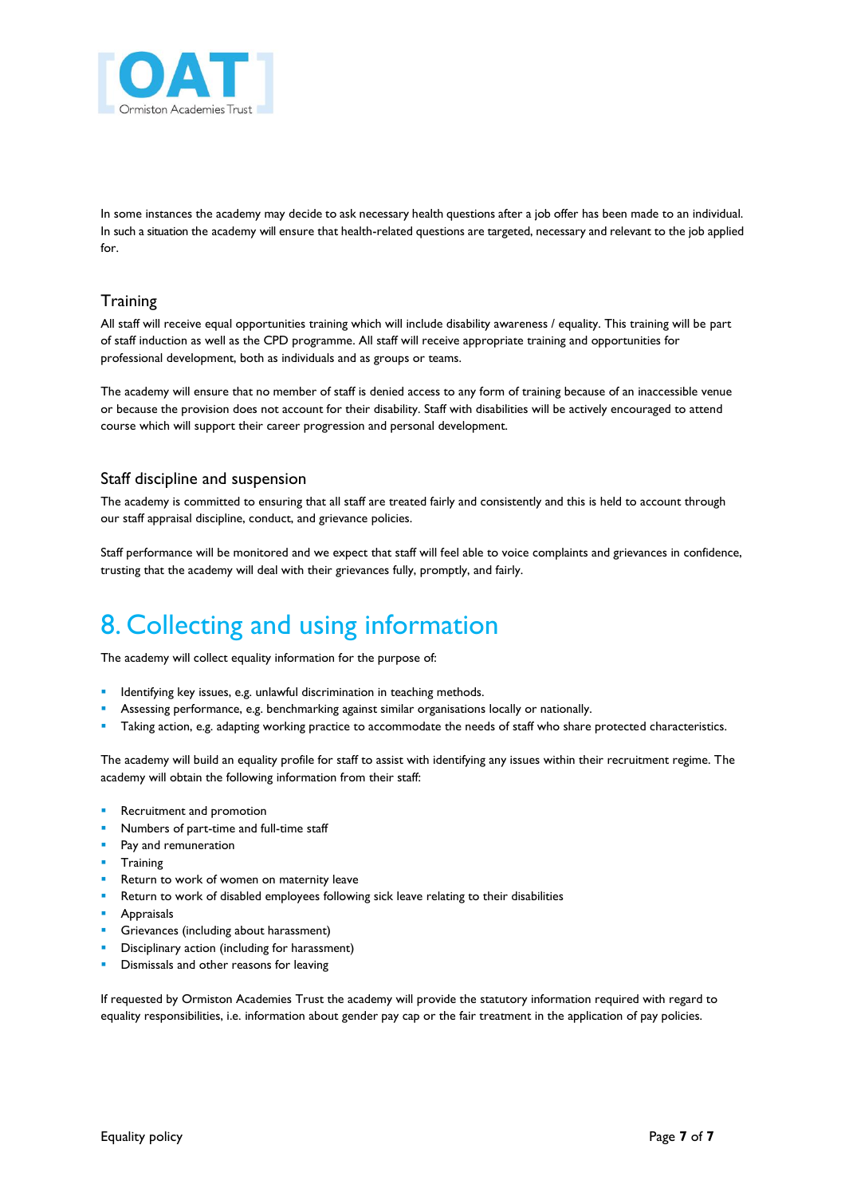In some instances the academy may decide to ask necessary health questions after a job offer has been made to an individual. In such a situation the academy will ensure that health-related questions are targeted, necessary and relevant to the job applied for.

### Training

All staff will receive equal opportunities training which will include disability awareness / equality. This training will be part of staff induction as well as the CPD programme. All staff will receive appropriate training and opportunities for professional development, both as individuals and as groups or teams.

The academy will ensure that no member of staff is denied access to any form of training because of an inaccessible venue or because the provision does not account for their disability. Staff with disabilities will be actively encouraged to attend course which will support their career progression and personal development.

### Staff discipline and suspension

The academy is committed to ensuring that all staff are treated fairly and consistently and this is held to account through our staff appraisal discipline, conduct, and grievance policies.

Staff performance will be monitored and we expect that staff will feel able to voice complaints and grievances in confidence, trusting that the academy will deal with their grievances fully, promptly, and fairly.

## 8. Collecting and using information

The academy will collect equality information for the purpose of:

- Identifying key issues, e.g. unlawful discrimination in teaching methods.
- Assessing performance, e.g. benchmarking against similar organisations locally or nationally.
- Taking action, e.g. adapting working practice to accommodate the needs of staff who share protected characteristics.

The academy will build an equality profile for staff to assist with identifying any issues within their recruitment regime. The academy will obtain the following information from their staff:

- Recruitment and promotion
- Numbers of part-time and full-time staff
- Pay and remuneration
- Training
- Return to work of women on maternity leave
- Return to work of disabled employees following sick leave relating to their disabilities
- Appraisals
- Grievances (including about harassment)
- Disciplinary action (including for harassment)
- Dismissals and other reasons for leaving

If requested by Ormiston Academies Trust the academy will provide the statutory information required with regard to equality responsibilities, i.e. information about gender pay cap or the fair treatment in the application of pay policies.